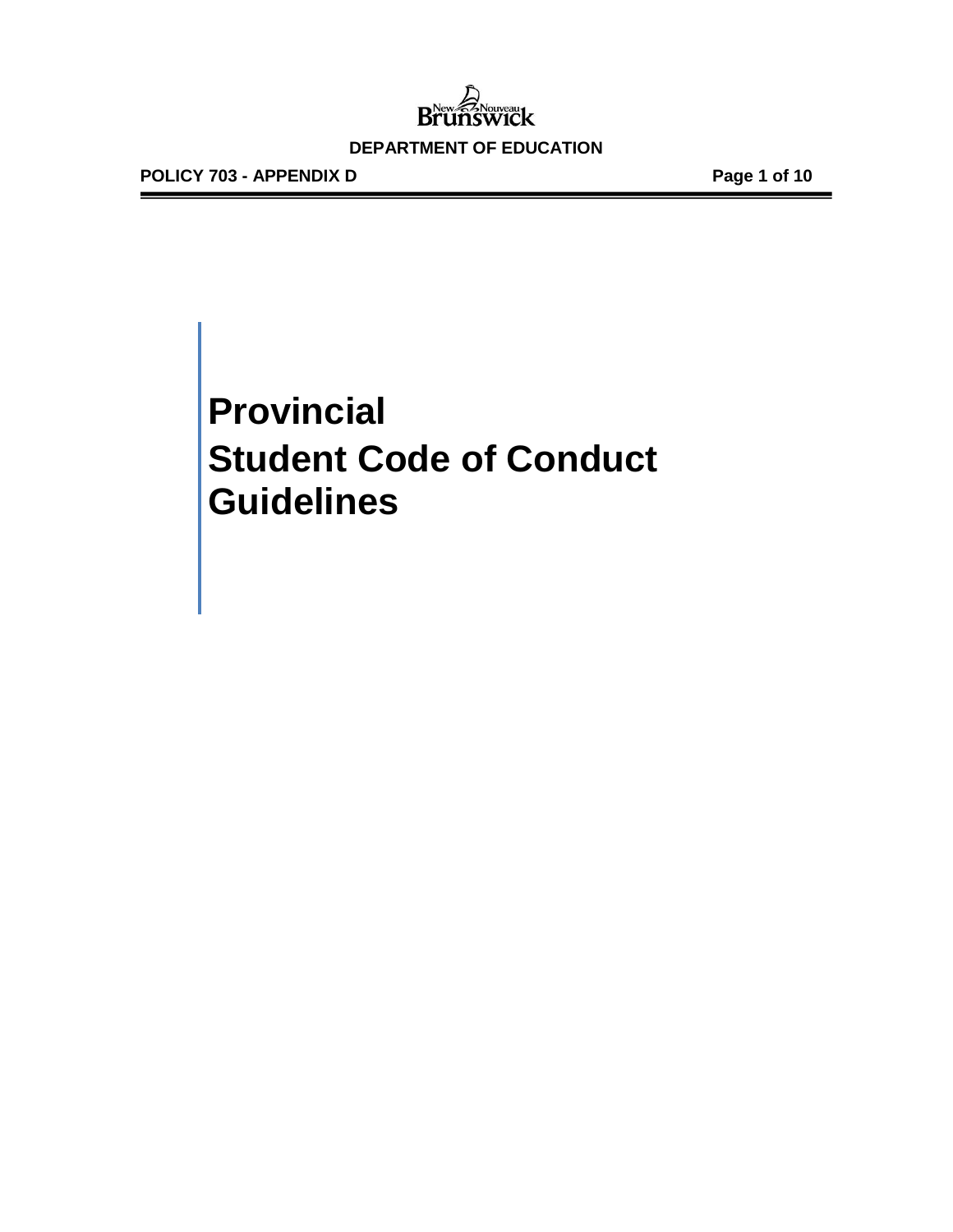DEPARTMENT OF EDUCATION

POLICY 703 - APPENDIX D

# Provincial Student Code of Conduct Guidelines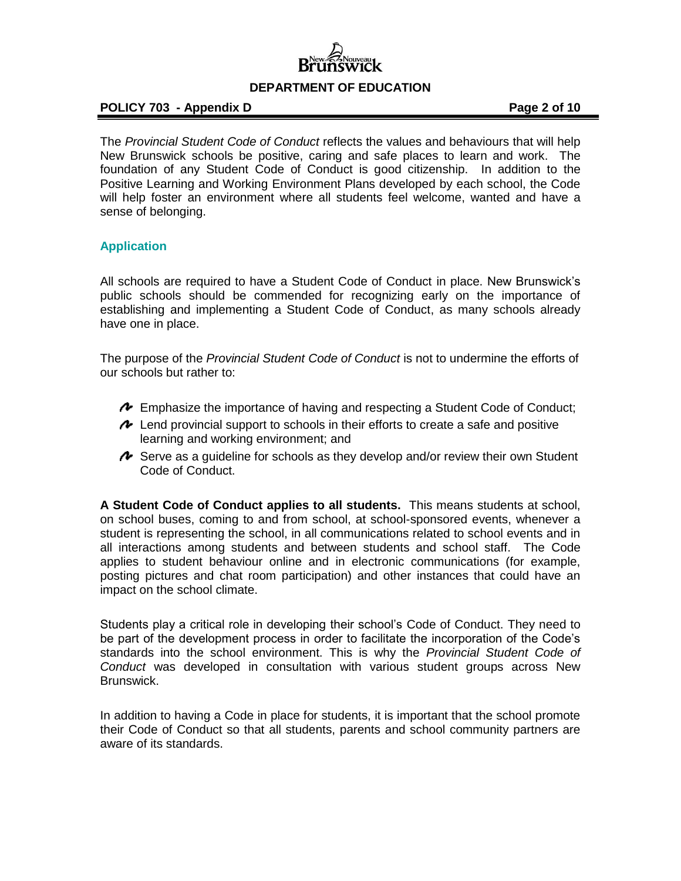The *Provincial Student Code of Conduct* reflects the values and behaviours that will help New Brunswick schools be positive, caring and safe places to learn and work. The foundation of any Student Code of Conduct is good citizenship. In addition to the Positive Learning and Working Environment Plans developed by each school, the Code will help foster an environment where all students feel welcome, wanted and have a sense of belonging.

## Application

All schools are required to have a Student Code of Conduct in place. New Brunswick's public schools should be commended for recognizing early on the importance of establishing and implementing a Student Code of Conduct, as many schools already have one in place.

The purpose of the *Provincial Student Code of Conduct* is not to undermine the efforts of our schools but rather to:

- Emphasize the importance of having and respecting a Student Code of Conduct;
- Lend provincial support to schools in their efforts to create a safe and positive learning and working environment; and
- Serve as a guideline for schools as they develop and/or review their own Student Code of Conduct.

**A Student Code of Conduct applies to all students.** This means students at school, on school buses, coming to and from school, at school-sponsored events, whenever a student is representing the school, in all communications related to school events and in all interactions among students and between students and school staff. The Code applies to student behaviour online and in electronic communications (for example, posting pictures and chat room participation) and other instances that could have an impact on the school climate.

Students play a critical role in developing their school's Code of Conduct. They need to be part of the development process in order to facilitate the incorporation of the Code's standards into the school environment. This is why the *Provincial Student Code of Conduct* was developed in consultation with various student groups across New Brunswick.

In addition to having a Code in place for students, it is important that the school promote their Code of Conduct so that all students, parents and school community partners are aware of its standards.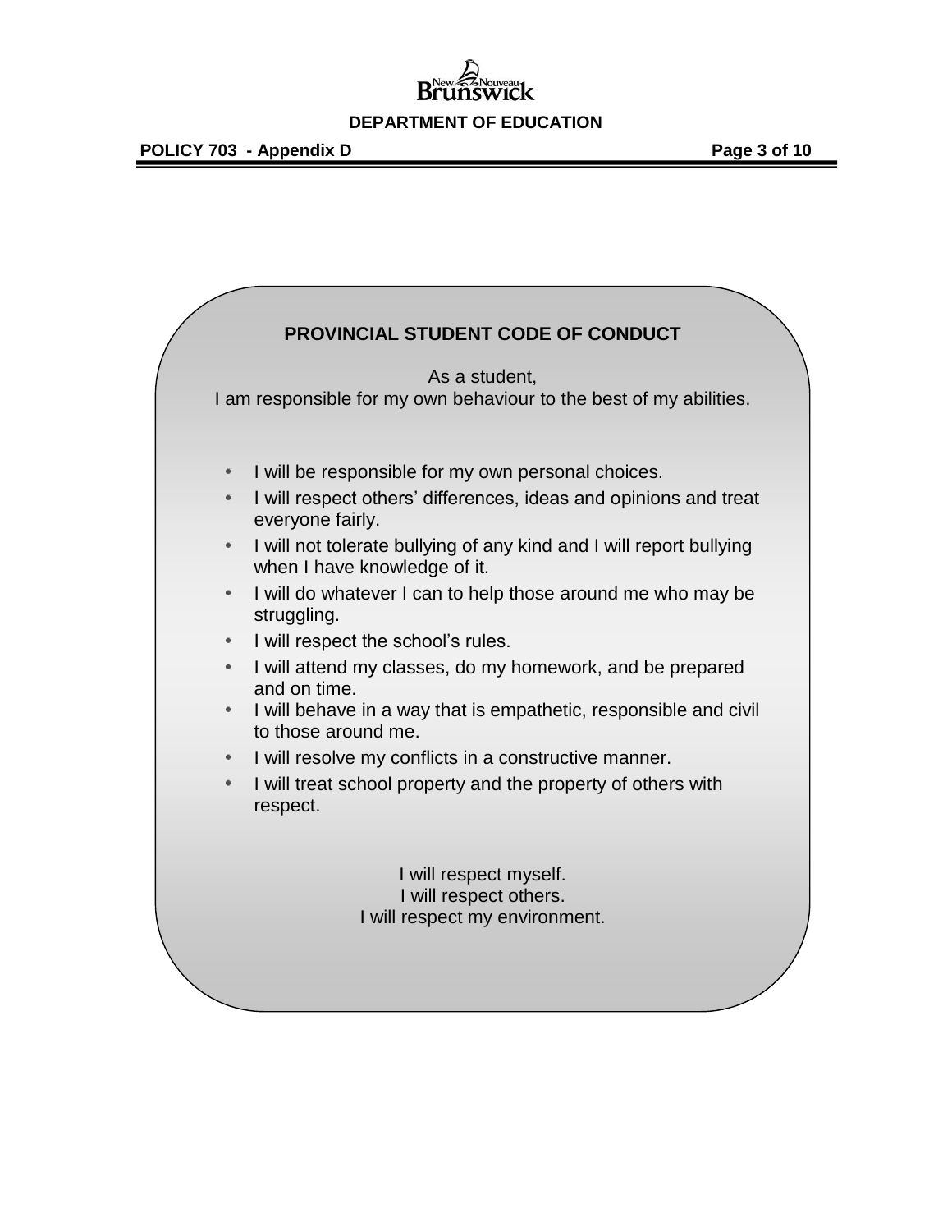## PROVINCIAL STUDENT CODE OF CONDUCT

As a student,
I am responsible for my own behaviour to the best of my abilities.

- I will be responsible for my own personal choices.
- I will respect others' differences, ideas and opinions and treat everyone fairly.
- I will not tolerate bullying of any kind and I will report bullying when I have knowledge of it.
- I will do whatever I can to help those around me who may be struggling.
- I will respect the school's rules.
- I will attend my classes, do my homework, and be prepared and on time.
- I will behave in a way that is empathetic, responsible and civil to those around me.
- I will resolve my conflicts in a constructive manner.
- I will treat school property and the property of others with respect.

I will respect myself.
I will respect others.
I will respect my environment.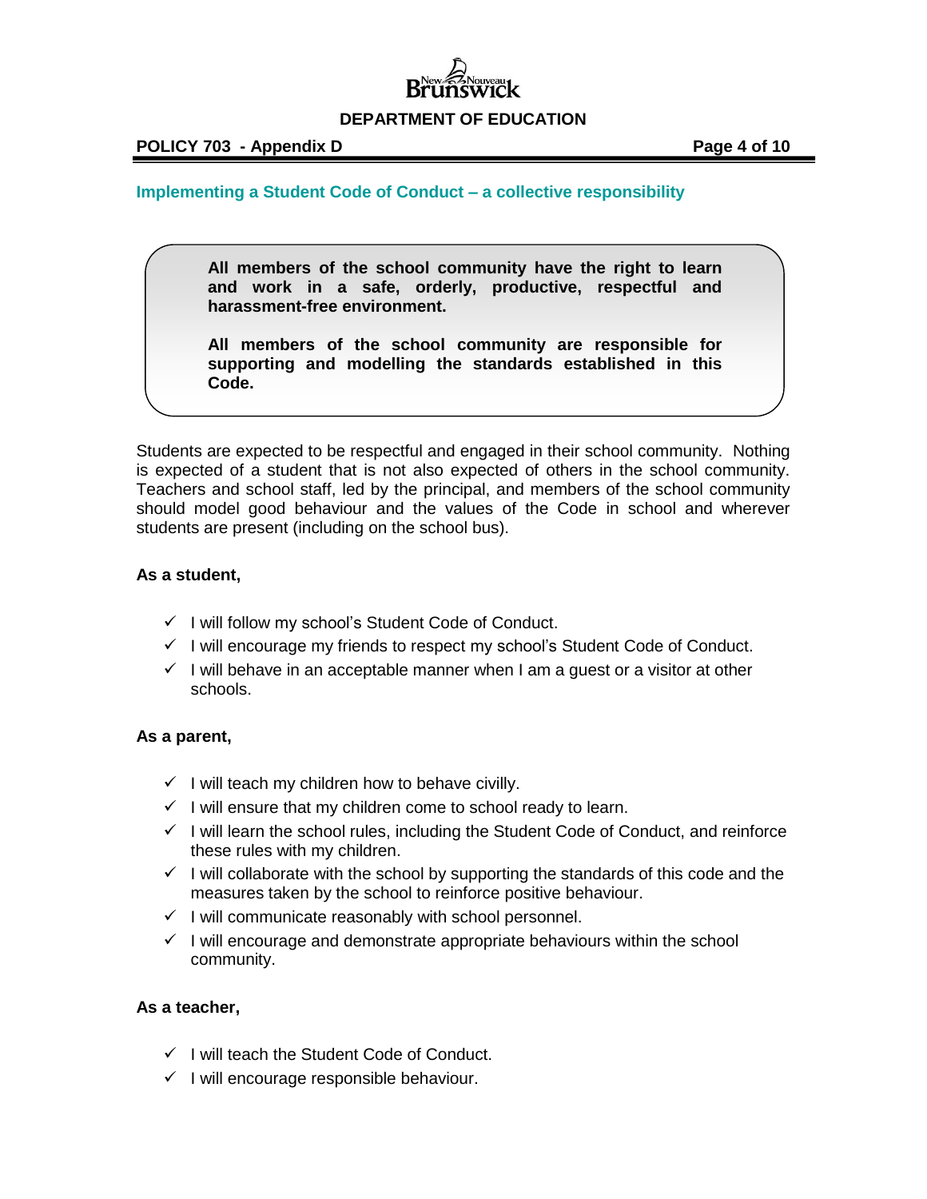## Implementing a Student Code of Conduct – a collective responsibility

> **All members of the school community have the right to learn and work in a safe, orderly, productive, respectful and harassment-free environment.**
>
> **All members of the school community are responsible for supporting and modelling the standards established in this Code.**

Students are expected to be respectful and engaged in their school community. Nothing is expected of a student that is not also expected of others in the school community. Teachers and school staff, led by the principal, and members of the school community should model good behaviour and the values of the Code in school and wherever students are present (including on the school bus).

**As a student,**

- ✓ I will follow my school's Student Code of Conduct.
- ✓ I will encourage my friends to respect my school's Student Code of Conduct.
- ✓ I will behave in an acceptable manner when I am a guest or a visitor at other schools.

**As a parent,**

- ✓ I will teach my children how to behave civilly.
- ✓ I will ensure that my children come to school ready to learn.
- ✓ I will learn the school rules, including the Student Code of Conduct, and reinforce these rules with my children.
- ✓ I will collaborate with the school by supporting the standards of this code and the measures taken by the school to reinforce positive behaviour.
- ✓ I will communicate reasonably with school personnel.
- ✓ I will encourage and demonstrate appropriate behaviours within the school community.

**As a teacher,**

- ✓ I will teach the Student Code of Conduct.
- ✓ I will encourage responsible behaviour.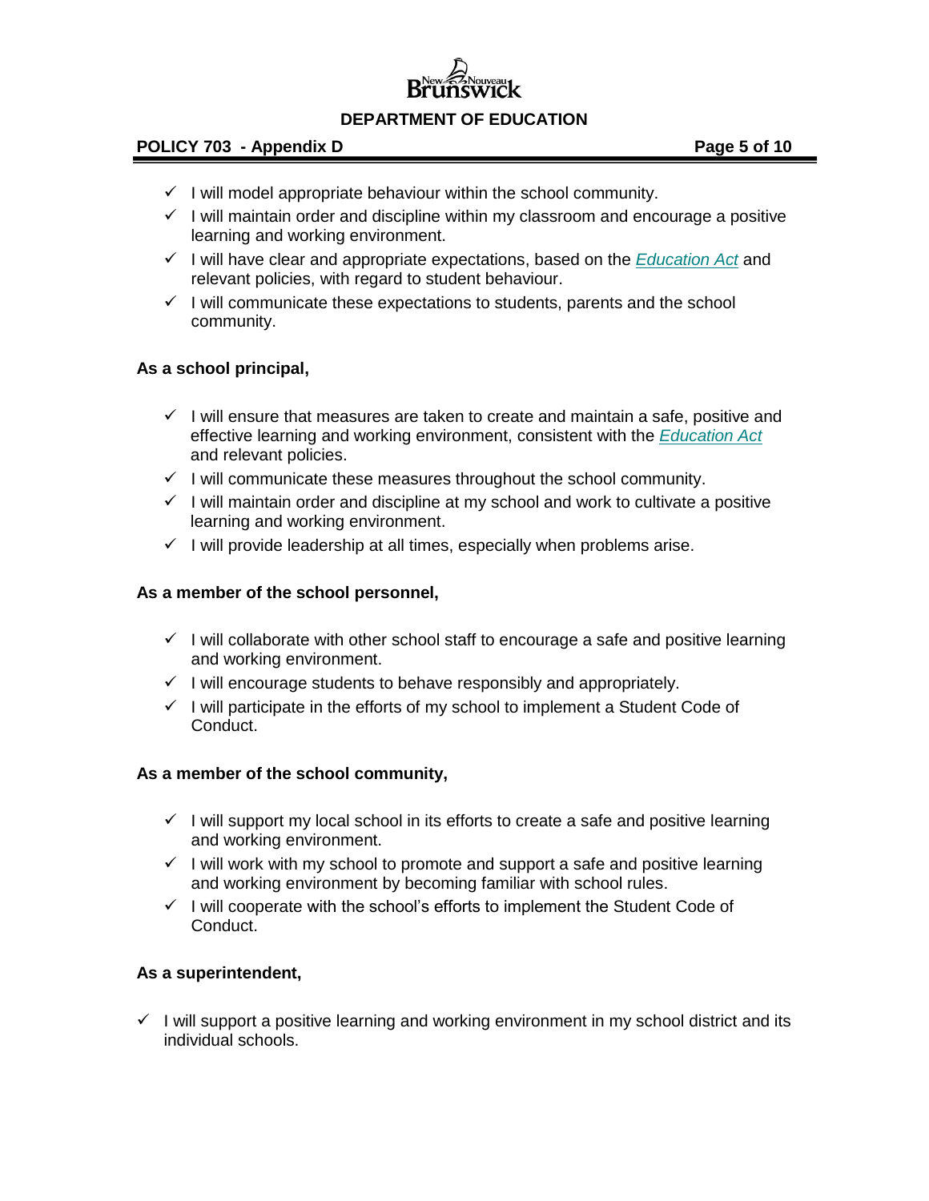- ✓ I will model appropriate behaviour within the school community.
- ✓ I will maintain order and discipline within my classroom and encourage a positive learning and working environment.
- ✓ I will have clear and appropriate expectations, based on the *Education Act* and relevant policies, with regard to student behaviour.
- ✓ I will communicate these expectations to students, parents and the school community.

**As a school principal,**

- ✓ I will ensure that measures are taken to create and maintain a safe, positive and effective learning and working environment, consistent with the *Education Act* and relevant policies.
- ✓ I will communicate these measures throughout the school community.
- ✓ I will maintain order and discipline at my school and work to cultivate a positive learning and working environment.
- ✓ I will provide leadership at all times, especially when problems arise.

**As a member of the school personnel,**

- ✓ I will collaborate with other school staff to encourage a safe and positive learning and working environment.
- ✓ I will encourage students to behave responsibly and appropriately.
- ✓ I will participate in the efforts of my school to implement a Student Code of Conduct.

**As a member of the school community,**

- ✓ I will support my local school in its efforts to create a safe and positive learning and working environment.
- ✓ I will work with my school to promote and support a safe and positive learning and working environment by becoming familiar with school rules.
- ✓ I will cooperate with the school's efforts to implement the Student Code of Conduct.

**As a superintendent,**

- ✓ I will support a positive learning and working environment in my school district and its individual schools.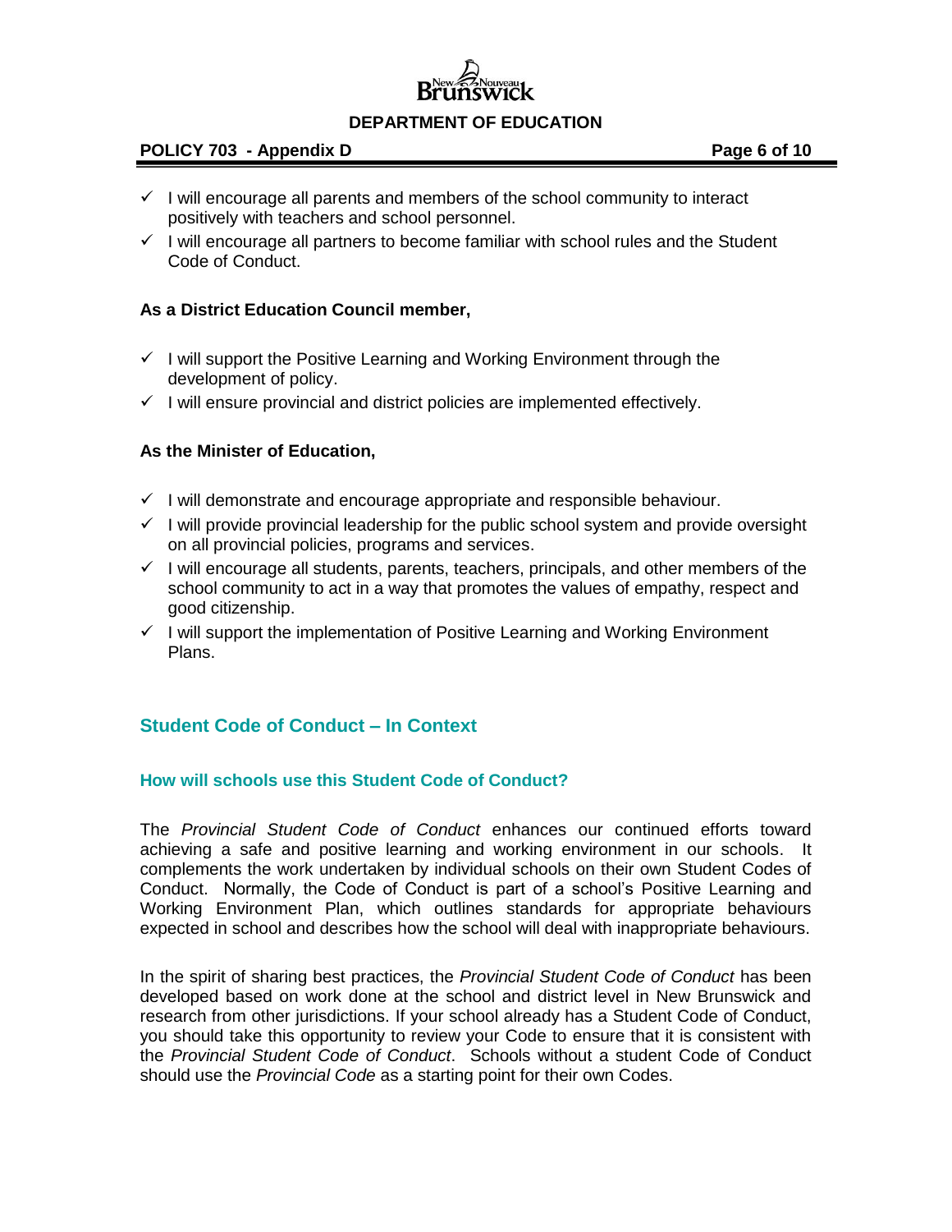- ✓ I will encourage all parents and members of the school community to interact positively with teachers and school personnel.
- ✓ I will encourage all partners to become familiar with school rules and the Student Code of Conduct.

**As a District Education Council member,**

- ✓ I will support the Positive Learning and Working Environment through the development of policy.
- ✓ I will ensure provincial and district policies are implemented effectively.

**As the Minister of Education,**

- ✓ I will demonstrate and encourage appropriate and responsible behaviour.
- ✓ I will provide provincial leadership for the public school system and provide oversight on all provincial policies, programs and services.
- ✓ I will encourage all students, parents, teachers, principals, and other members of the school community to act in a way that promotes the values of empathy, respect and good citizenship.
- ✓ I will support the implementation of Positive Learning and Working Environment Plans.

## Student Code of Conduct – In Context

### How will schools use this Student Code of Conduct?

The *Provincial Student Code of Conduct* enhances our continued efforts toward achieving a safe and positive learning and working environment in our schools. It complements the work undertaken by individual schools on their own Student Codes of Conduct. Normally, the Code of Conduct is part of a school's Positive Learning and Working Environment Plan, which outlines standards for appropriate behaviours expected in school and describes how the school will deal with inappropriate behaviours.

In the spirit of sharing best practices, the *Provincial Student Code of Conduct* has been developed based on work done at the school and district level in New Brunswick and research from other jurisdictions. If your school already has a Student Code of Conduct, you should take this opportunity to review your Code to ensure that it is consistent with the *Provincial Student Code of Conduct*. Schools without a student Code of Conduct should use the *Provincial Code* as a starting point for their own Codes.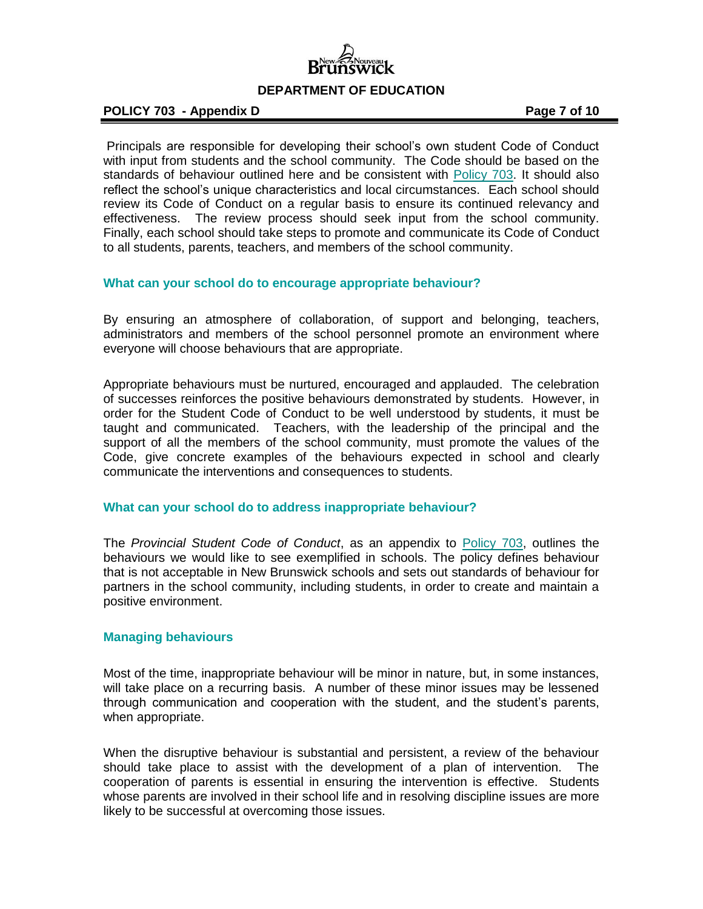Principals are responsible for developing their school's own student Code of Conduct with input from students and the school community. The Code should be based on the standards of behaviour outlined here and be consistent with Policy 703. It should also reflect the school's unique characteristics and local circumstances. Each school should review its Code of Conduct on a regular basis to ensure its continued relevancy and effectiveness. The review process should seek input from the school community. Finally, each school should take steps to promote and communicate its Code of Conduct to all students, parents, teachers, and members of the school community.

### What can your school do to encourage appropriate behaviour?

By ensuring an atmosphere of collaboration, of support and belonging, teachers, administrators and members of the school personnel promote an environment where everyone will choose behaviours that are appropriate.

Appropriate behaviours must be nurtured, encouraged and applauded. The celebration of successes reinforces the positive behaviours demonstrated by students. However, in order for the Student Code of Conduct to be well understood by students, it must be taught and communicated. Teachers, with the leadership of the principal and the support of all the members of the school community, must promote the values of the Code, give concrete examples of the behaviours expected in school and clearly communicate the interventions and consequences to students.

### What can your school do to address inappropriate behaviour?

The *Provincial Student Code of Conduct*, as an appendix to Policy 703, outlines the behaviours we would like to see exemplified in schools. The policy defines behaviour that is not acceptable in New Brunswick schools and sets out standards of behaviour for partners in the school community, including students, in order to create and maintain a positive environment.

### Managing behaviours

Most of the time, inappropriate behaviour will be minor in nature, but, in some instances, will take place on a recurring basis. A number of these minor issues may be lessened through communication and cooperation with the student, and the student's parents, when appropriate.

When the disruptive behaviour is substantial and persistent, a review of the behaviour should take place to assist with the development of a plan of intervention. The cooperation of parents is essential in ensuring the intervention is effective. Students whose parents are involved in their school life and in resolving discipline issues are more likely to be successful at overcoming those issues.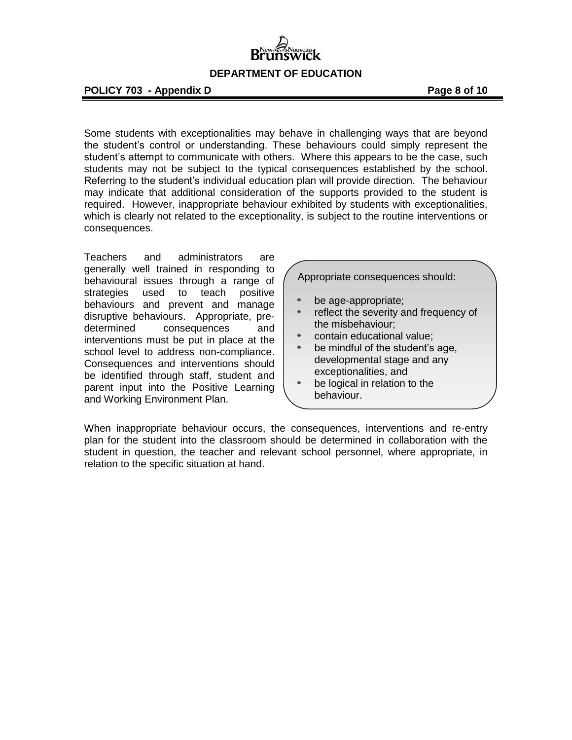Some students with exceptionalities may behave in challenging ways that are beyond the student's control or understanding. These behaviours could simply represent the student's attempt to communicate with others. Where this appears to be the case, such students may not be subject to the typical consequences established by the school. Referring to the student's individual education plan will provide direction. The behaviour may indicate that additional consideration of the supports provided to the student is required. However, inappropriate behaviour exhibited by students with exceptionalities, which is clearly not related to the exceptionality, is subject to the routine interventions or consequences.

Teachers and administrators are generally well trained in responding to behavioural issues through a range of strategies used to teach positive behaviours and prevent and manage disruptive behaviours. Appropriate, pre-determined consequences and interventions must be put in place at the school level to address non-compliance. Consequences and interventions should be identified through staff, student and parent input into the Positive Learning and Working Environment Plan.

Appropriate consequences should:

- be age-appropriate;
- reflect the severity and frequency of the misbehaviour;
- contain educational value;
- be mindful of the student's age, developmental stage and any exceptionalities, and
- be logical in relation to the behaviour.

When inappropriate behaviour occurs, the consequences, interventions and re-entry plan for the student into the classroom should be determined in collaboration with the student in question, the teacher and relevant school personnel, where appropriate, in relation to the specific situation at hand.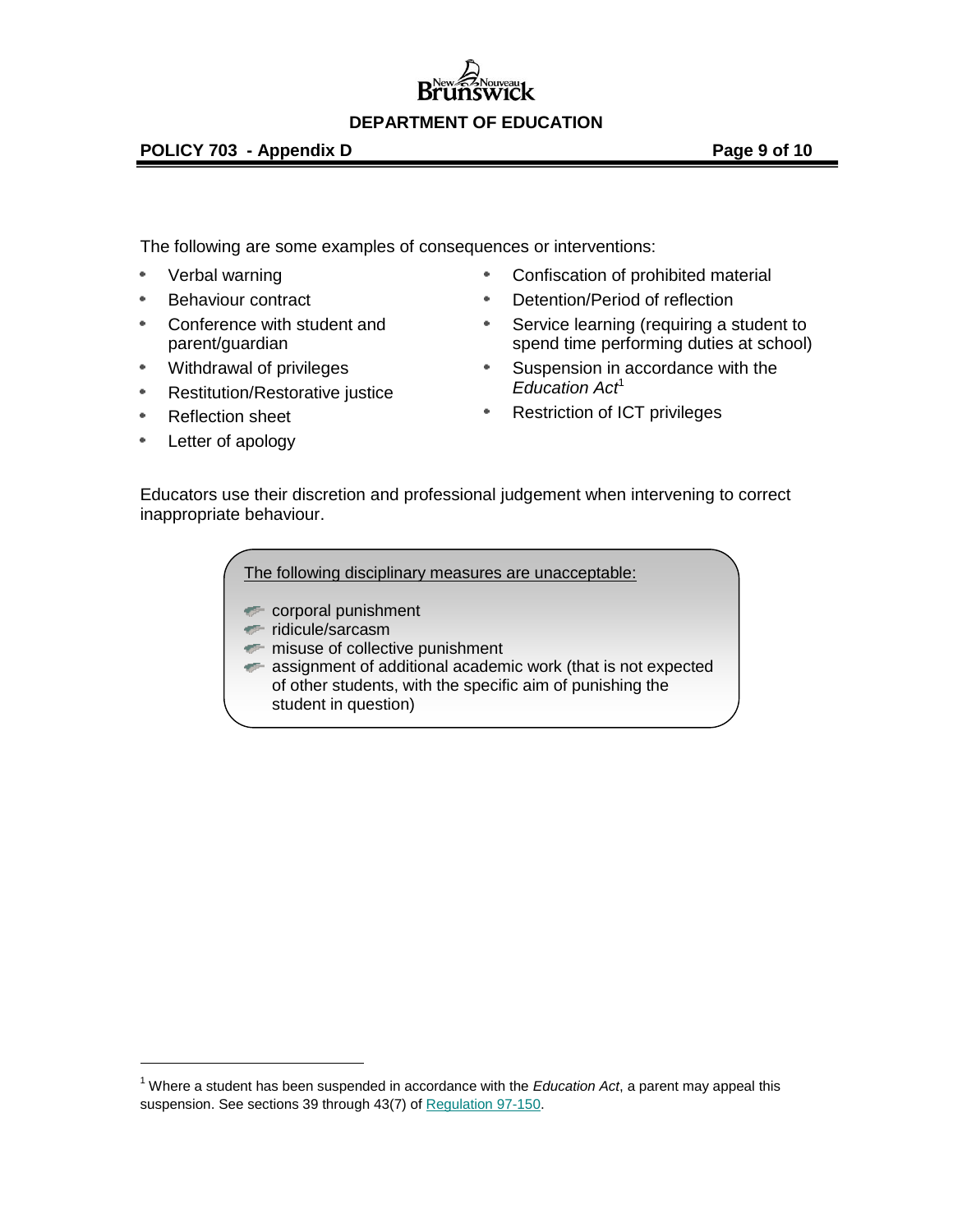The following are some examples of consequences or interventions:

- Verbal warning
- Behaviour contract
- Conference with student and parent/guardian
- Withdrawal of privileges
- Restitution/Restorative justice
- Reflection sheet
- Letter of apology
- Confiscation of prohibited material
- Detention/Period of reflection
- Service learning (requiring a student to spend time performing duties at school)
- Suspension in accordance with the *Education Act*[1]
- Restriction of ICT privileges

Educators use their discretion and professional judgement when intervening to correct inappropriate behaviour.

<u>The following disciplinary measures are unacceptable:</u>

- corporal punishment
- ridicule/sarcasm
- misuse of collective punishment
- assignment of additional academic work (that is not expected of other students, with the specific aim of punishing the student in question)

---

[1] Where a student has been suspended in accordance with the *Education Act*, a parent may appeal this suspension. See sections 39 through 43(7) of Regulation 97-150.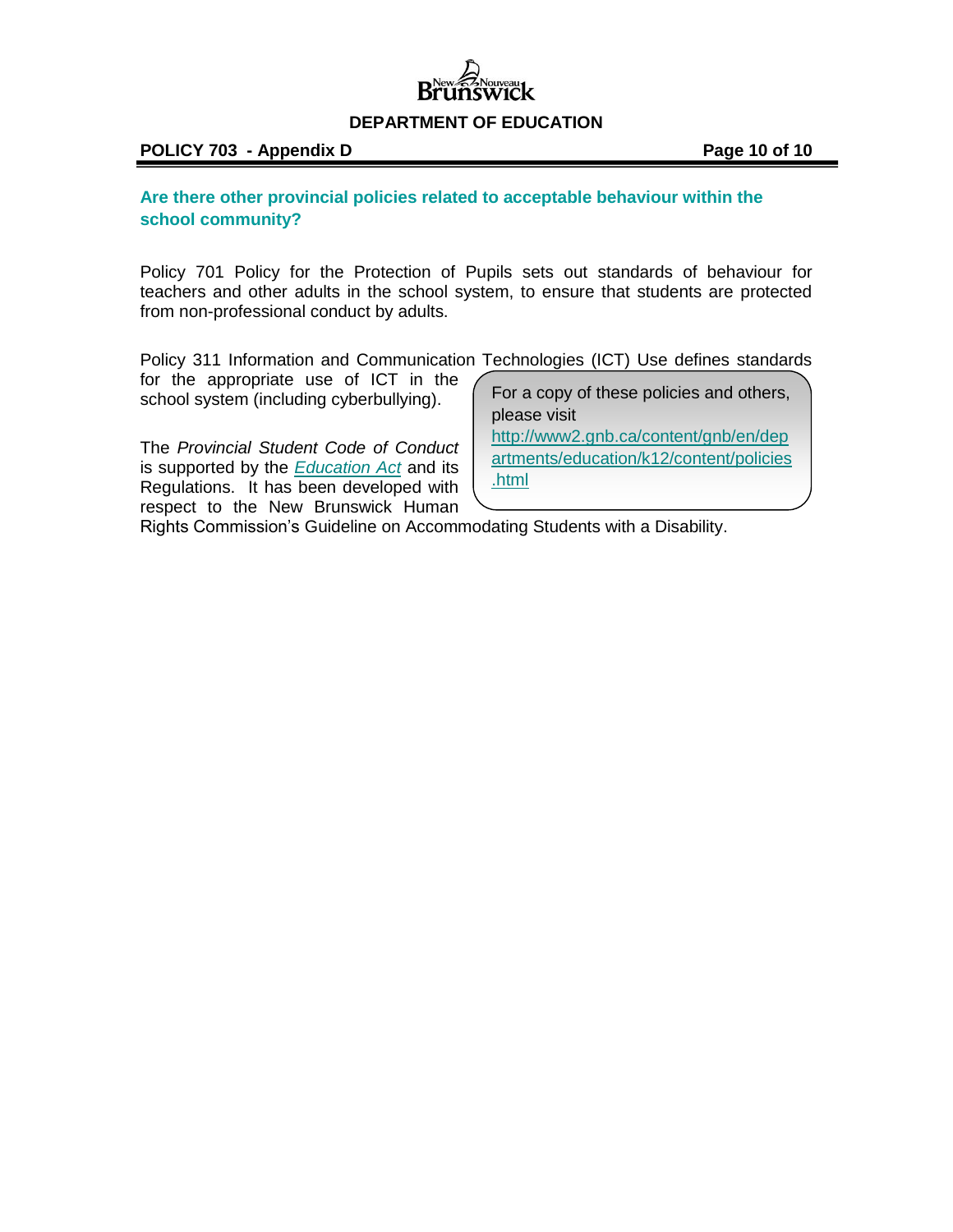## Are there other provincial policies related to acceptable behaviour within the school community?

Policy 701 Policy for the Protection of Pupils sets out standards of behaviour for teachers and other adults in the school system, to ensure that students are protected from non-professional conduct by adults.

Policy 311 Information and Communication Technologies (ICT) Use defines standards for the appropriate use of ICT in the school system (including cyberbullying).

The *Provincial Student Code of Conduct* is supported by the *Education Act* and its Regulations. It has been developed with respect to the New Brunswick Human Rights Commission's Guideline on Accommodating Students with a Disability.

> For a copy of these policies and others, please visit http://www2.gnb.ca/content/gnb/en/departments/education/k12/content/policies.html